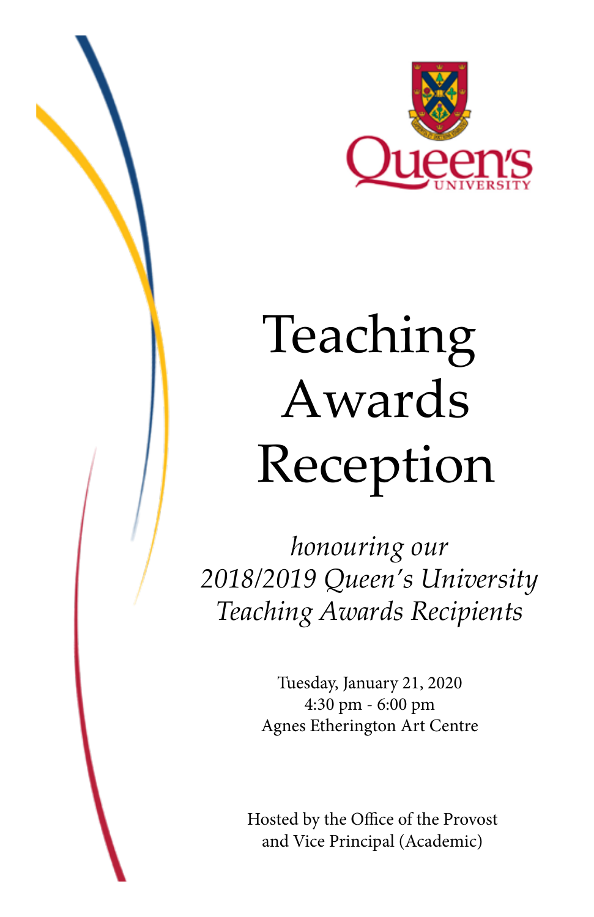Queen's University

# Teaching Awards Reception

*honouring our 2018/2019 Queen's University Teaching Awards Recipients*

Tuesday, January 21, 2020
4:30 pm - 6:00 pm
Agnes Etherington Art Centre

Hosted by the Office of the Provost and Vice Principal (Academic)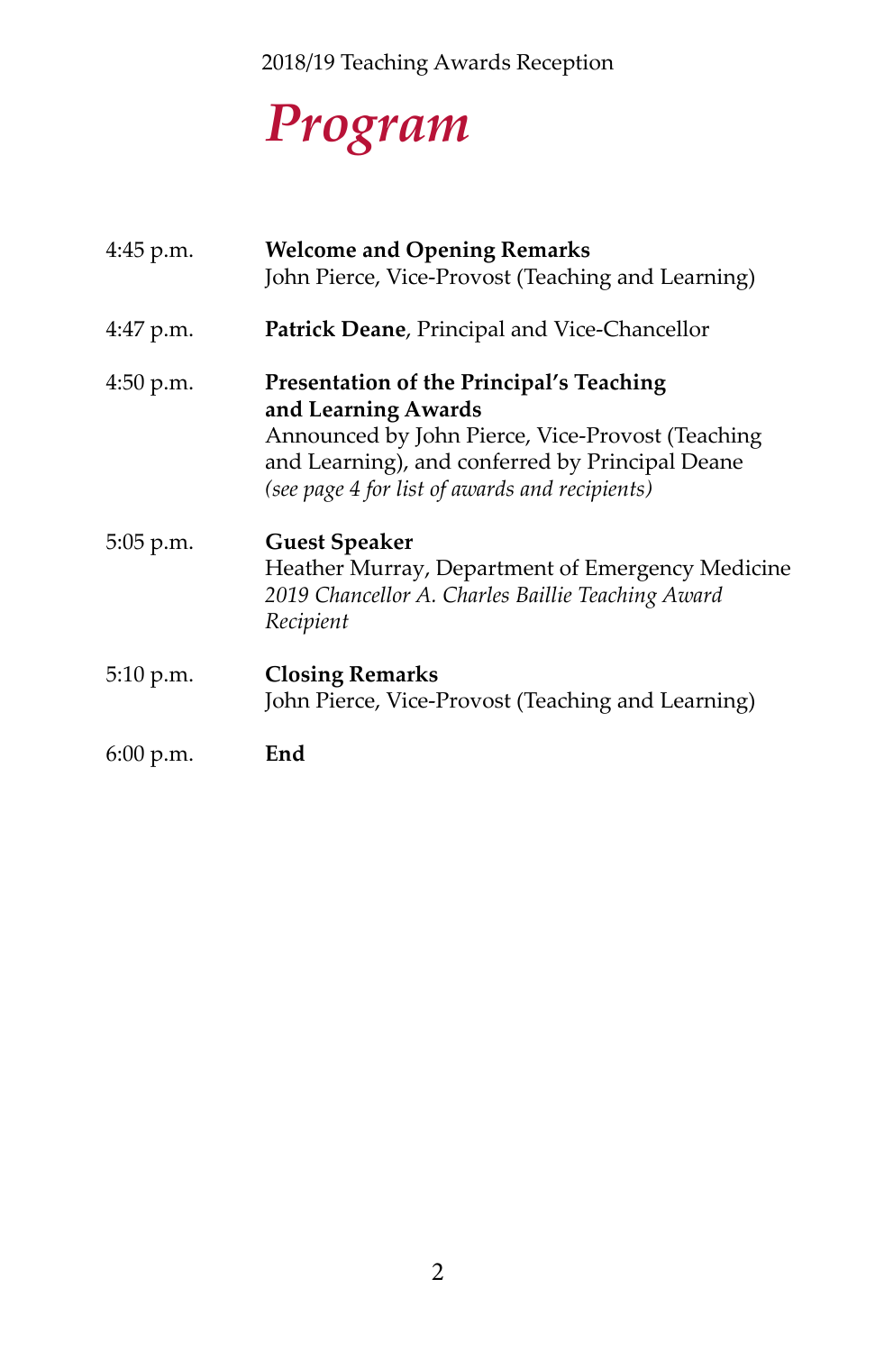2018/19 Teaching Awards Reception

# *Program*

| | |
|---|---|
| 4:45 p.m. | **Welcome and Opening Remarks**<br>John Pierce, Vice-Provost (Teaching and Learning) |
| 4:47 p.m. | **Patrick Deane**, Principal and Vice-Chancellor |
| 4:50 p.m. | **Presentation of the Principal's Teaching and Learning Awards**<br>Announced by John Pierce, Vice-Provost (Teaching and Learning), and conferred by Principal Deane<br>*(see page 4 for list of awards and recipients)* |
| 5:05 p.m. | **Guest Speaker**<br>Heather Murray, Department of Emergency Medicine<br>*2019 Chancellor A. Charles Baillie Teaching Award Recipient* |
| 5:10 p.m. | **Closing Remarks**<br>John Pierce, Vice-Provost (Teaching and Learning) |
| 6:00 p.m. | **End** |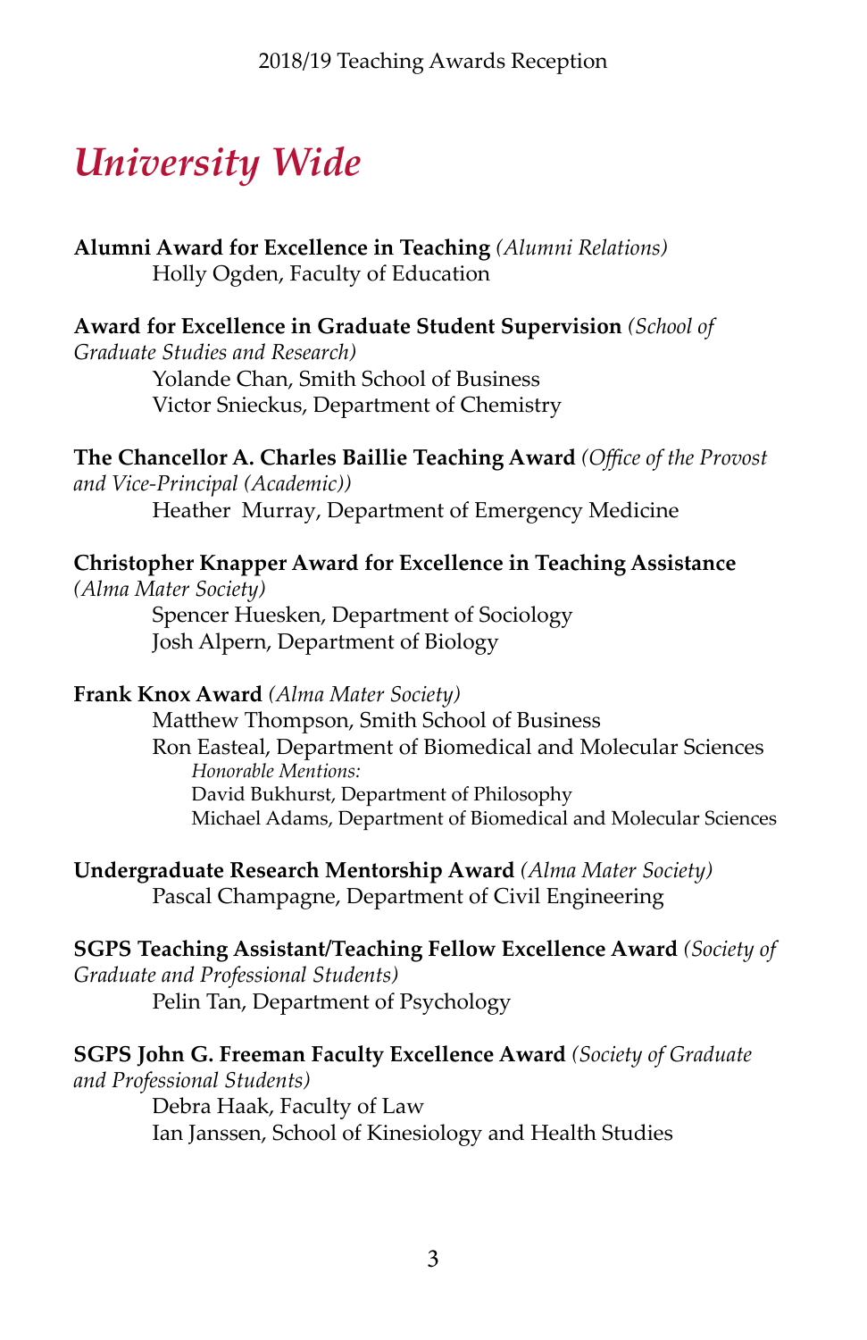# University Wide

**Alumni Award for Excellence in Teaching** *(Alumni Relations)*

Holly Ogden, Faculty of Education

**Award for Excellence in Graduate Student Supervision** *(School of Graduate Studies and Research)*

Yolande Chan, Smith School of Business
Victor Snieckus, Department of Chemistry

**The Chancellor A. Charles Baillie Teaching Award** *(Office of the Provost and Vice-Principal (Academic))*

Heather Murray, Department of Emergency Medicine

**Christopher Knapper Award for Excellence in Teaching Assistance** *(Alma Mater Society)*

Spencer Huesken, Department of Sociology
Josh Alpern, Department of Biology

**Frank Knox Award** *(Alma Mater Society)*

Matthew Thompson, Smith School of Business
Ron Easteal, Department of Biomedical and Molecular Sciences

*Honorable Mentions:*
David Bukhurst, Department of Philosophy
Michael Adams, Department of Biomedical and Molecular Sciences

**Undergraduate Research Mentorship Award** *(Alma Mater Society)*

Pascal Champagne, Department of Civil Engineering

**SGPS Teaching Assistant/Teaching Fellow Excellence Award** *(Society of Graduate and Professional Students)*

Pelin Tan, Department of Psychology

**SGPS John G. Freeman Faculty Excellence Award** *(Society of Graduate and Professional Students)*

Debra Haak, Faculty of Law
Ian Janssen, School of Kinesiology and Health Studies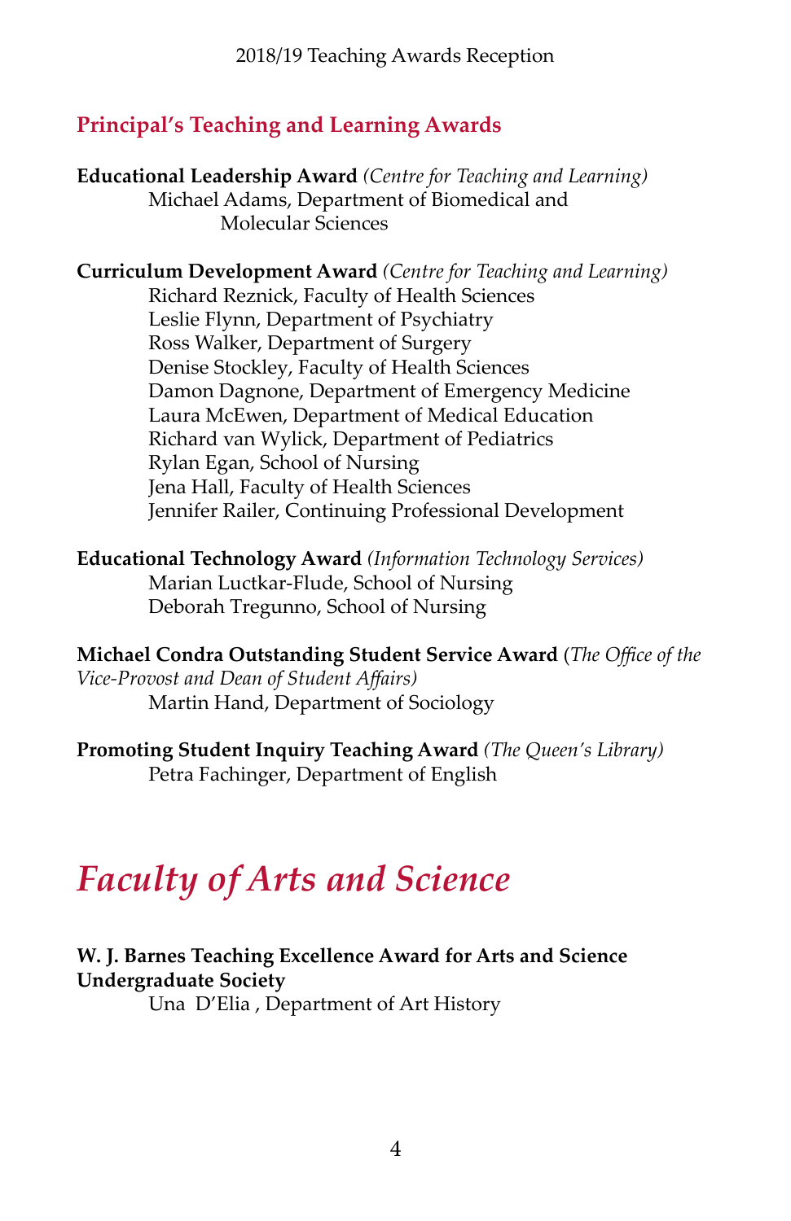## Principal's Teaching and Learning Awards

**Educational Leadership Award** *(Centre for Teaching and Learning)*
Michael Adams, Department of Biomedical and Molecular Sciences

**Curriculum Development Award** *(Centre for Teaching and Learning)*
Richard Reznick, Faculty of Health Sciences
Leslie Flynn, Department of Psychiatry
Ross Walker, Department of Surgery
Denise Stockley, Faculty of Health Sciences
Damon Dagnone, Department of Emergency Medicine
Laura McEwen, Department of Medical Education
Richard van Wylick, Department of Pediatrics
Rylan Egan, School of Nursing
Jena Hall, Faculty of Health Sciences
Jennifer Railer, Continuing Professional Development

**Educational Technology Award** *(Information Technology Services)*
Marian Luctkar-Flude, School of Nursing
Deborah Tregunno, School of Nursing

**Michael Condra Outstanding Student Service Award** (*The Office of the Vice-Provost and Dean of Student Affairs)*
Martin Hand, Department of Sociology

**Promoting Student Inquiry Teaching Award** *(The Queen's Library)*
Petra Fachinger, Department of English

# *Faculty of Arts and Science*

**W. J. Barnes Teaching Excellence Award for Arts and Science Undergraduate Society**
Una D'Elia , Department of Art History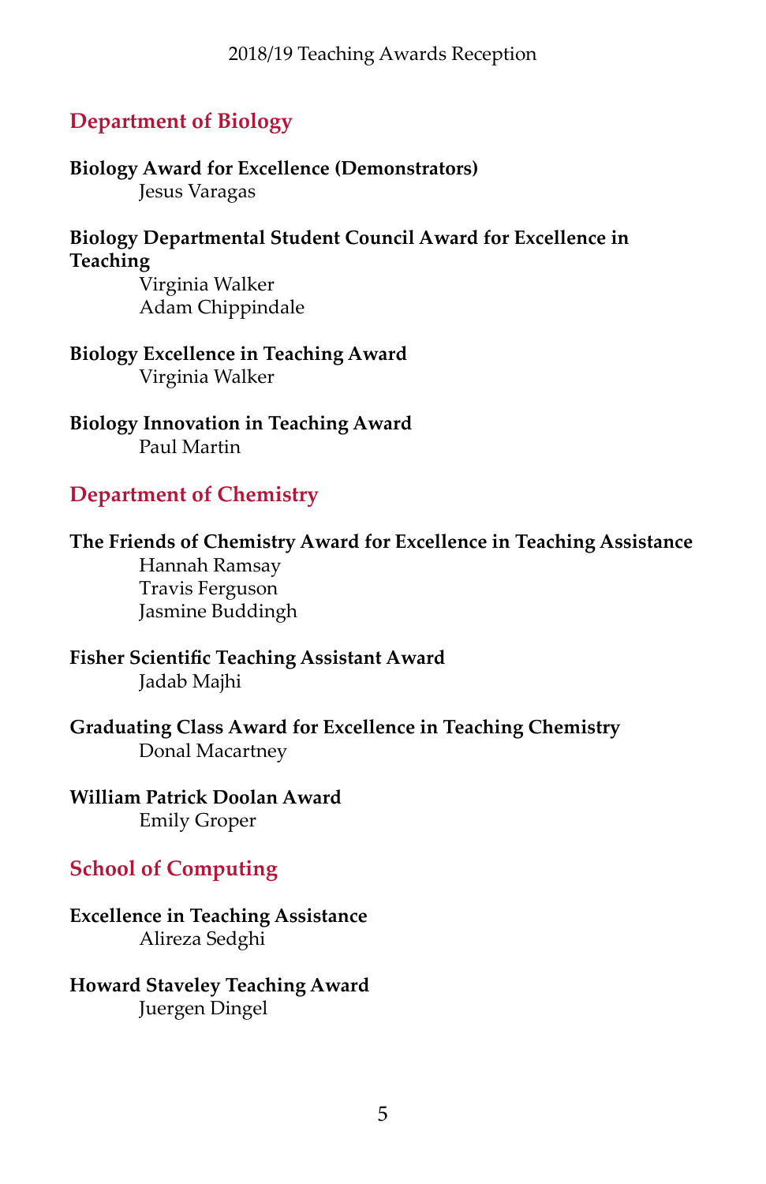## Department of Biology

**Biology Award for Excellence (Demonstrators)**
Jesus Varagas

**Biology Departmental Student Council Award for Excellence in Teaching**
Virginia Walker
Adam Chippindale

**Biology Excellence in Teaching Award**
Virginia Walker

**Biology Innovation in Teaching Award**
Paul Martin

## Department of Chemistry

**The Friends of Chemistry Award for Excellence in Teaching Assistance**
Hannah Ramsay
Travis Ferguson
Jasmine Buddingh

**Fisher Scientific Teaching Assistant Award**
Jadab Majhi

**Graduating Class Award for Excellence in Teaching Chemistry**
Donal Macartney

**William Patrick Doolan Award**
Emily Groper

## School of Computing

**Excellence in Teaching Assistance**
Alireza Sedghi

**Howard Staveley Teaching Award**
Juergen Dingel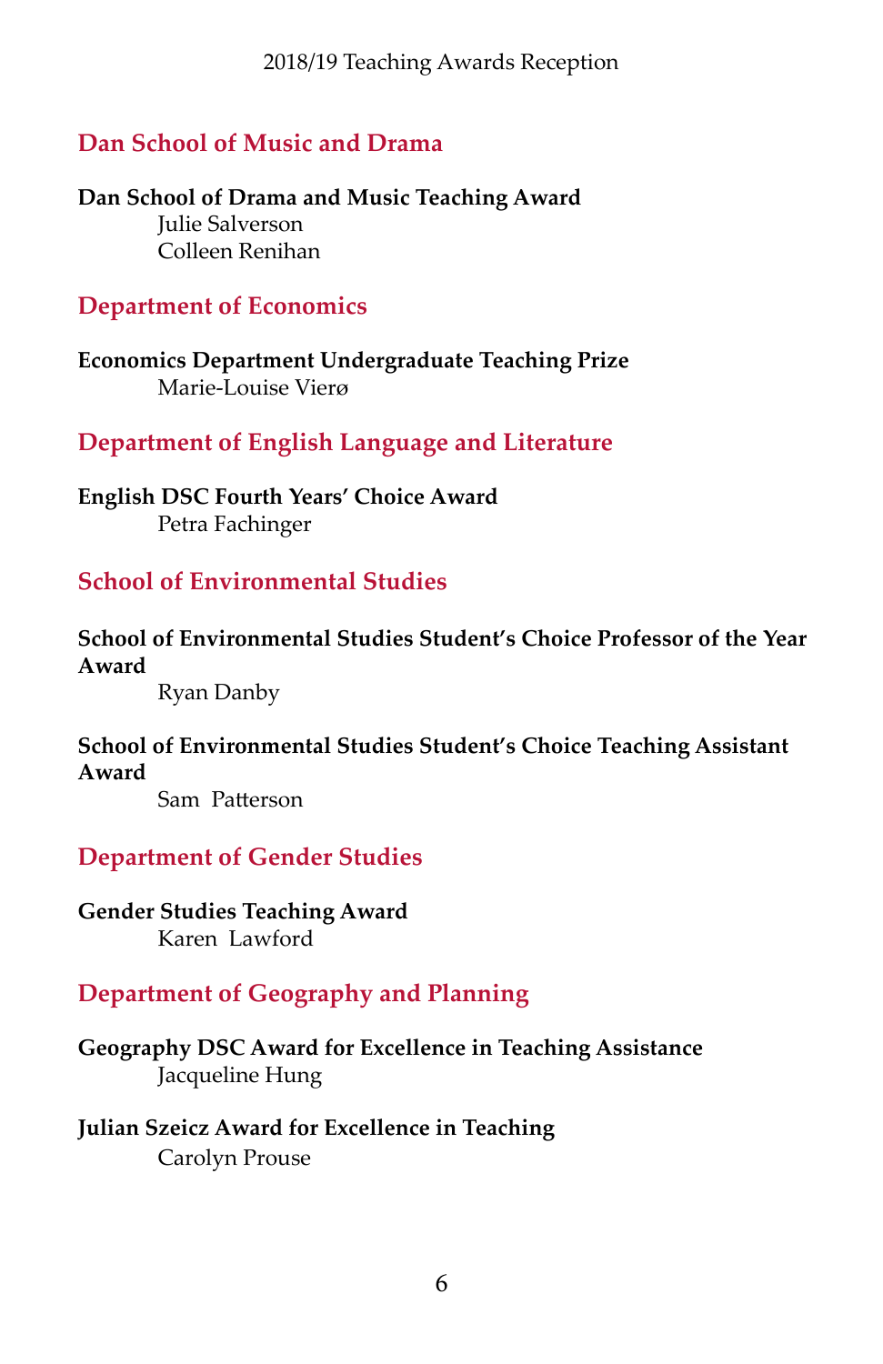## Dan School of Music and Drama

**Dan School of Drama and Music Teaching Award**

Julie Salverson
Colleen Renihan

## Department of Economics

**Economics Department Undergraduate Teaching Prize**

Marie-Louise Vierø

## Department of English Language and Literature

**English DSC Fourth Years' Choice Award**

Petra Fachinger

## School of Environmental Studies

**School of Environmental Studies Student's Choice Professor of the Year Award**

Ryan Danby

**School of Environmental Studies Student's Choice Teaching Assistant Award**

Sam Patterson

## Department of Gender Studies

**Gender Studies Teaching Award**

Karen Lawford

## Department of Geography and Planning

**Geography DSC Award for Excellence in Teaching Assistance**

Jacqueline Hung

**Julian Szeicz Award for Excellence in Teaching**

Carolyn Prouse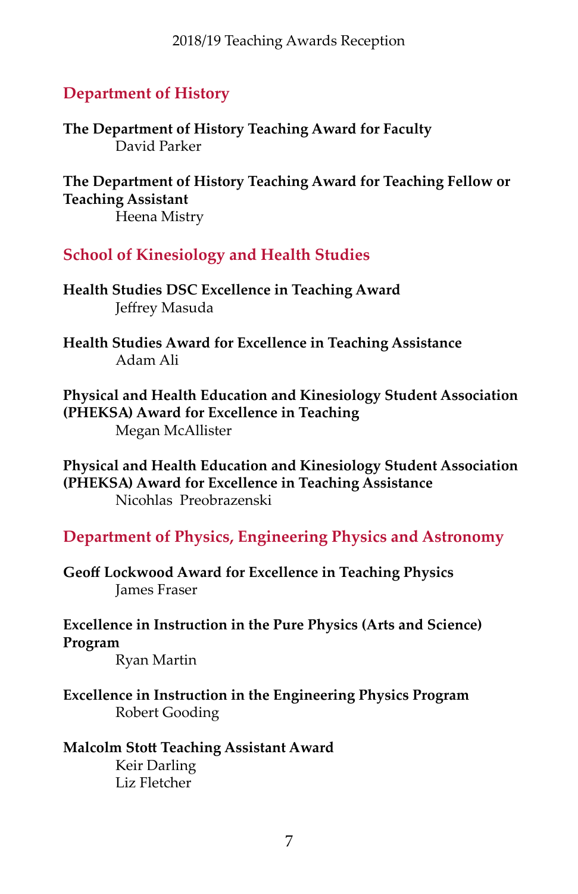## Department of History

**The Department of History Teaching Award for Faculty**
David Parker

**The Department of History Teaching Award for Teaching Fellow or Teaching Assistant**
Heena Mistry

## School of Kinesiology and Health Studies

**Health Studies DSC Excellence in Teaching Award**
Jeffrey Masuda

**Health Studies Award for Excellence in Teaching Assistance**
Adam Ali

**Physical and Health Education and Kinesiology Student Association (PHEKSA) Award for Excellence in Teaching**
Megan McAllister

**Physical and Health Education and Kinesiology Student Association (PHEKSA) Award for Excellence in Teaching Assistance**
Nicohlas Preobrazenski

## Department of Physics, Engineering Physics and Astronomy

**Geoff Lockwood Award for Excellence in Teaching Physics**
James Fraser

**Excellence in Instruction in the Pure Physics (Arts and Science) Program**
Ryan Martin

**Excellence in Instruction in the Engineering Physics Program**
Robert Gooding

**Malcolm Stott Teaching Assistant Award**
Keir Darling
Liz Fletcher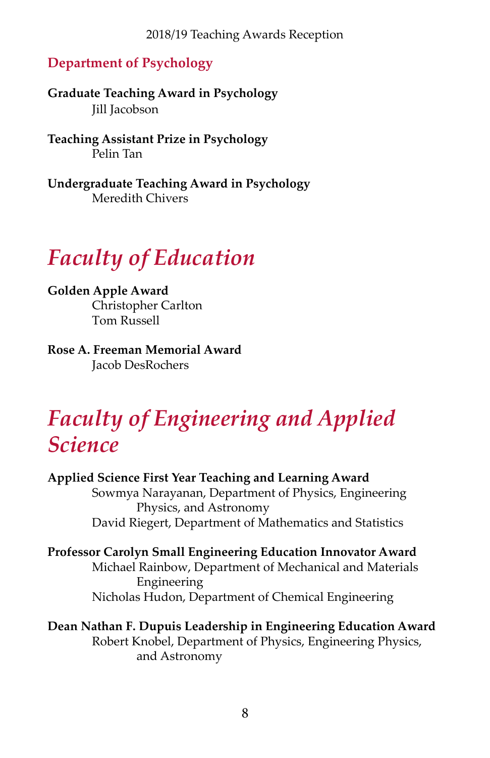### Department of Psychology

**Graduate Teaching Award in Psychology**
Jill Jacobson

**Teaching Assistant Prize in Psychology**
Pelin Tan

**Undergraduate Teaching Award in Psychology**
Meredith Chivers

## *Faculty of Education*

**Golden Apple Award**
Christopher Carlton
Tom Russell

**Rose A. Freeman Memorial Award**
Jacob DesRochers

## *Faculty of Engineering and Applied Science*

**Applied Science First Year Teaching and Learning Award**
Sowmya Narayanan, Department of Physics, Engineering Physics, and Astronomy
David Riegert, Department of Mathematics and Statistics

**Professor Carolyn Small Engineering Education Innovator Award**
Michael Rainbow, Department of Mechanical and Materials Engineering
Nicholas Hudon, Department of Chemical Engineering

**Dean Nathan F. Dupuis Leadership in Engineering Education Award**
Robert Knobel, Department of Physics, Engineering Physics, and Astronomy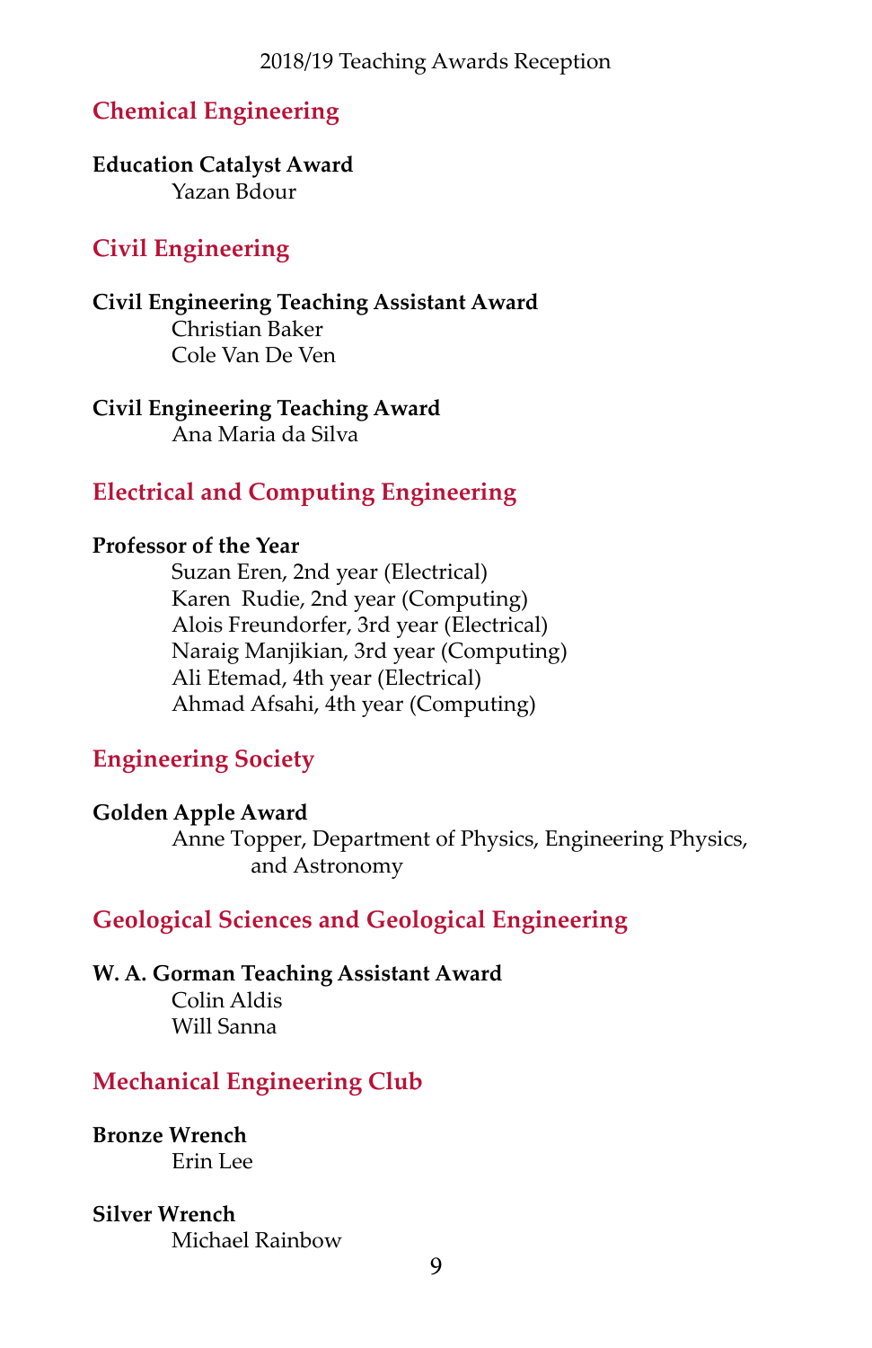## Chemical Engineering

**Education Catalyst Award**

Yazan Bdour

## Civil Engineering

**Civil Engineering Teaching Assistant Award**

Christian Baker
Cole Van De Ven

**Civil Engineering Teaching Award**

Ana Maria da Silva

## Electrical and Computing Engineering

**Professor of the Year**

Suzan Eren, 2nd year (Electrical)
Karen Rudie, 2nd year (Computing)
Alois Freundorfer, 3rd year (Electrical)
Naraig Manjikian, 3rd year (Computing)
Ali Etemad, 4th year (Electrical)
Ahmad Afsahi, 4th year (Computing)

## Engineering Society

**Golden Apple Award**

Anne Topper, Department of Physics, Engineering Physics, and Astronomy

## Geological Sciences and Geological Engineering

**W. A. Gorman Teaching Assistant Award**

Colin Aldis
Will Sanna

## Mechanical Engineering Club

**Bronze Wrench**

Erin Lee

**Silver Wrench**

Michael Rainbow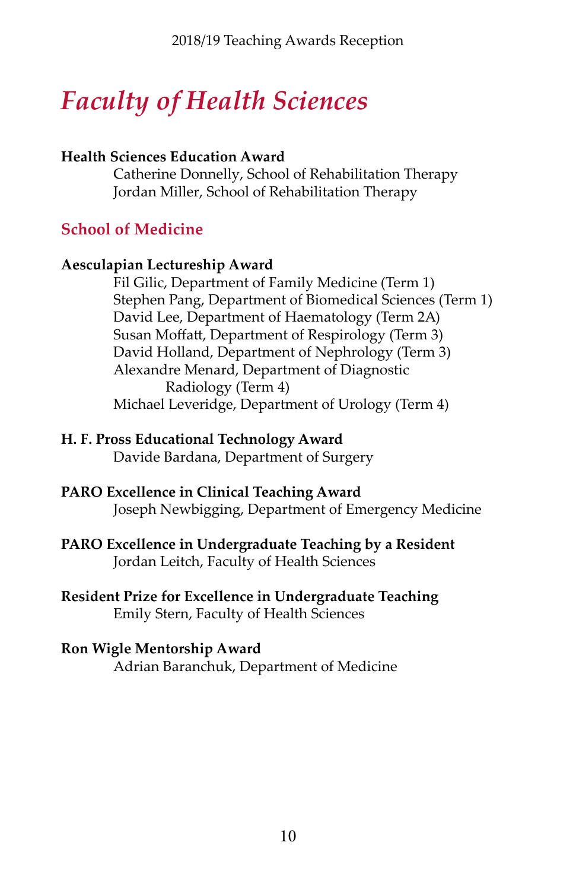# *Faculty of Health Sciences*

**Health Sciences Education Award**

Catherine Donnelly, School of Rehabilitation Therapy
Jordan Miller, School of Rehabilitation Therapy

## School of Medicine

**Aesculapian Lectureship Award**

Fil Gilic, Department of Family Medicine (Term 1)
Stephen Pang, Department of Biomedical Sciences (Term 1)
David Lee, Department of Haematology (Term 2A)
Susan Moffatt, Department of Respirology (Term 3)
David Holland, Department of Nephrology (Term 3)
Alexandre Menard, Department of Diagnostic Radiology (Term 4)
Michael Leveridge, Department of Urology (Term 4)

**H. F. Pross Educational Technology Award**

Davide Bardana, Department of Surgery

**PARO Excellence in Clinical Teaching Award**

Joseph Newbigging, Department of Emergency Medicine

**PARO Excellence in Undergraduate Teaching by a Resident**

Jordan Leitch, Faculty of Health Sciences

**Resident Prize for Excellence in Undergraduate Teaching**

Emily Stern, Faculty of Health Sciences

**Ron Wigle Mentorship Award**

Adrian Baranchuk, Department of Medicine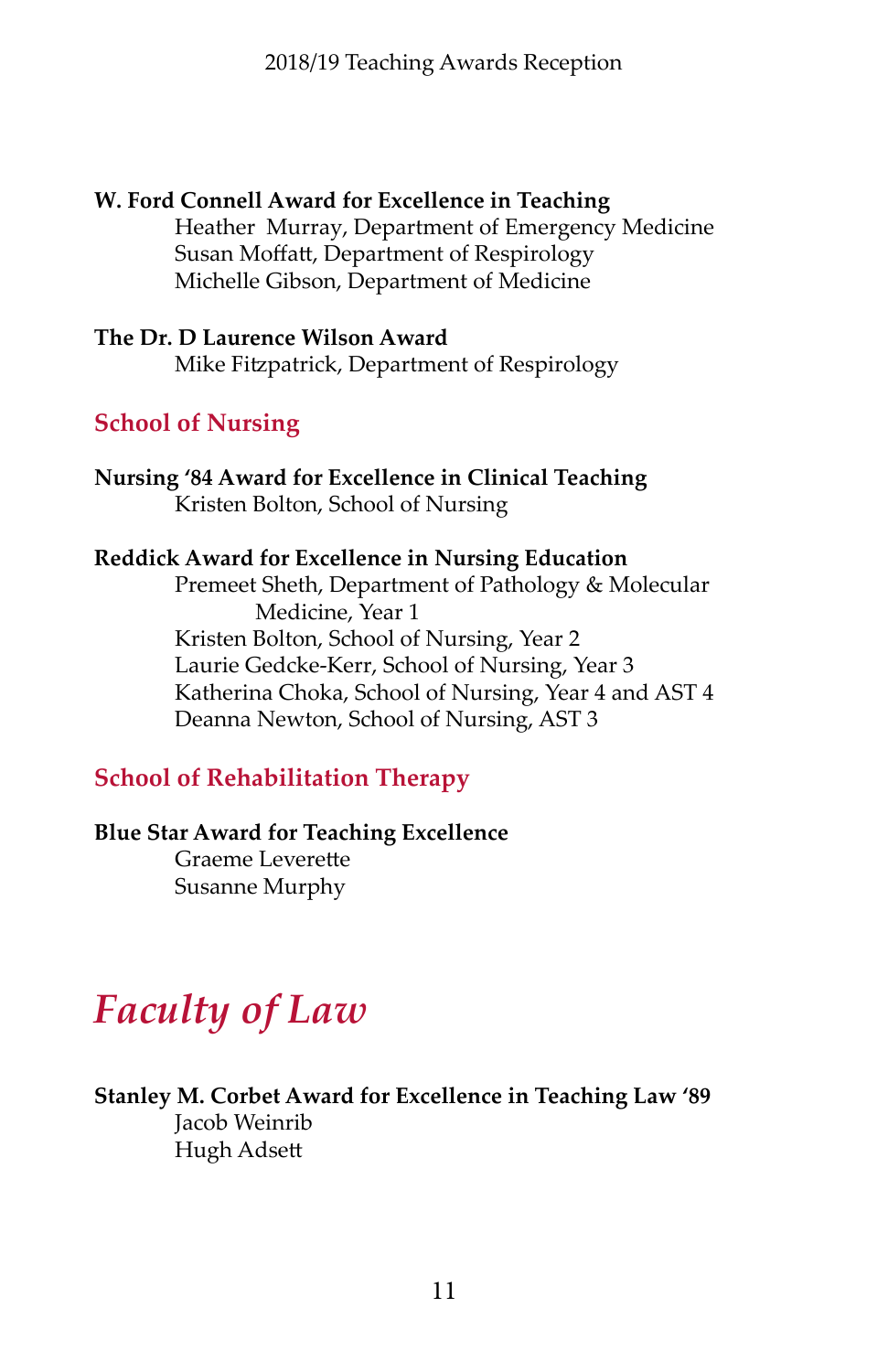**W. Ford Connell Award for Excellence in Teaching**

Heather Murray, Department of Emergency Medicine
Susan Moffatt, Department of Respirology
Michelle Gibson, Department of Medicine

**The Dr. D Laurence Wilson Award**

Mike Fitzpatrick, Department of Respirology

## School of Nursing

**Nursing '84 Award for Excellence in Clinical Teaching**

Kristen Bolton, School of Nursing

**Reddick Award for Excellence in Nursing Education**

Premeet Sheth, Department of Pathology & Molecular Medicine, Year 1
Kristen Bolton, School of Nursing, Year 2
Laurie Gedcke-Kerr, School of Nursing, Year 3
Katherina Choka, School of Nursing, Year 4 and AST 4
Deanna Newton, School of Nursing, AST 3

## School of Rehabilitation Therapy

**Blue Star Award for Teaching Excellence**

Graeme Leverette
Susanne Murphy

# *Faculty of Law*

**Stanley M. Corbet Award for Excellence in Teaching Law '89**

Jacob Weinrib
Hugh Adsett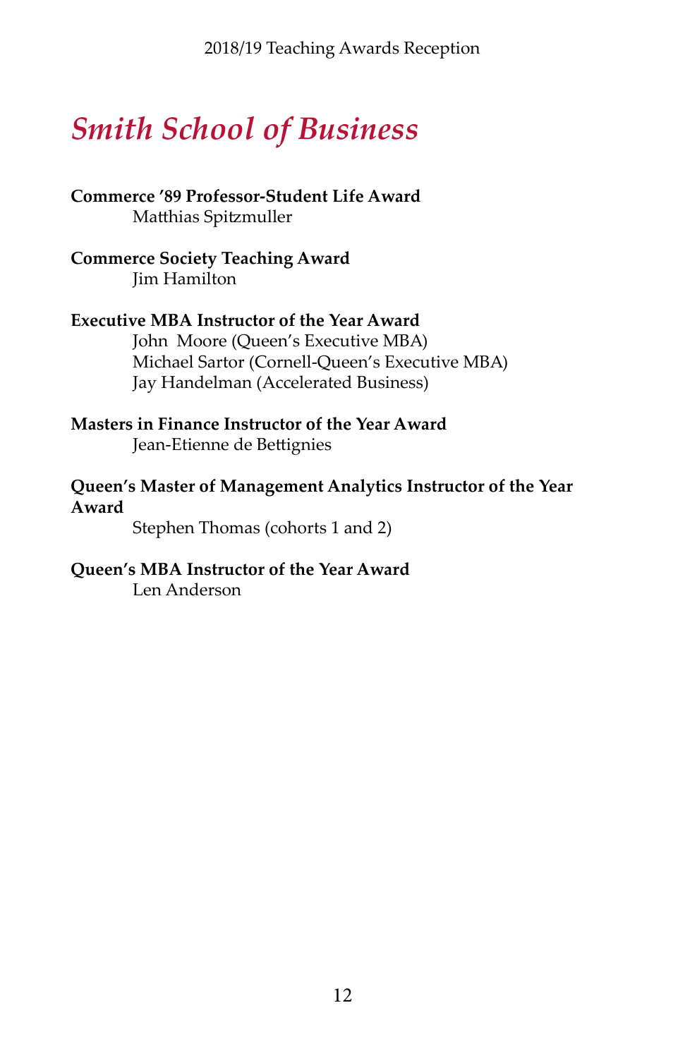# *Smith School of Business*

**Commerce '89 Professor-Student Life Award**

Matthias Spitzmuller

**Commerce Society Teaching Award**

Jim Hamilton

**Executive MBA Instructor of the Year Award**

John Moore (Queen's Executive MBA)
Michael Sartor (Cornell-Queen's Executive MBA)
Jay Handelman (Accelerated Business)

**Masters in Finance Instructor of the Year Award**

Jean-Etienne de Bettignies

**Queen's Master of Management Analytics Instructor of the Year Award**

Stephen Thomas (cohorts 1 and 2)

**Queen's MBA Instructor of the Year Award**

Len Anderson